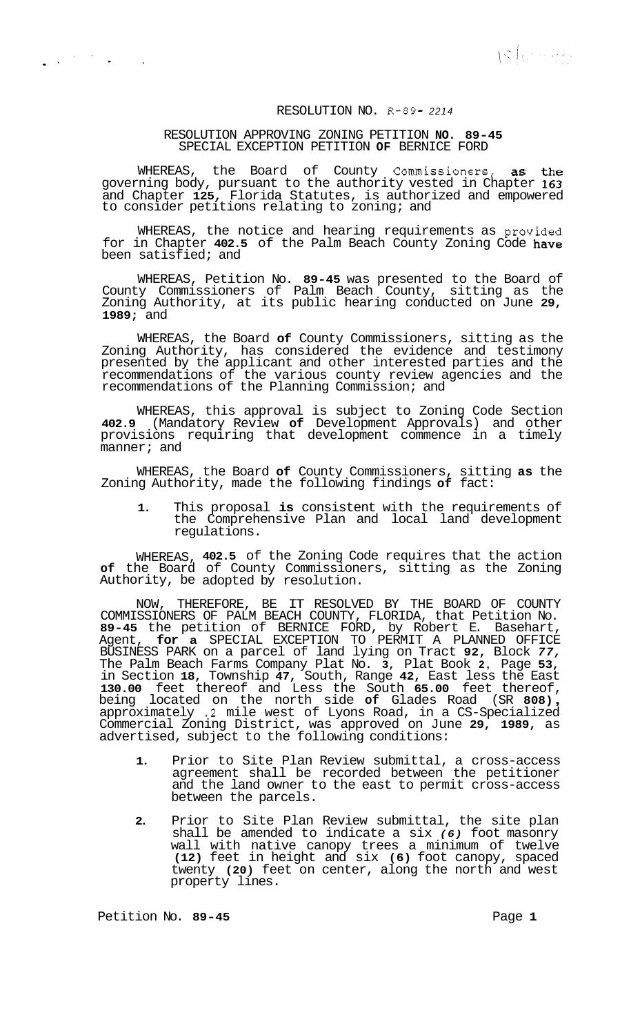RESOLUTION NO. R-89- 2214

RESOLUTION APPROVING ZONING PETITION NO. 89-45
SPECIAL EXCEPTION PETITION OF BERNICE FORD

WHEREAS, the Board of County Commissioners, as the governing body, pursuant to the authority vested in Chapter 163 and Chapter 125, Florida Statutes, is authorized and empowered to consider petitions relating to zoning; and

WHEREAS, the notice and hearing requirements as provided for in Chapter 402.5 of the Palm Beach County Zoning Code have been satisfied; and

WHEREAS, Petition No. 89-45 was presented to the Board of County Commissioners of Palm Beach County, sitting as the Zoning Authority, at its public hearing conducted on June 29, 1989; and

WHEREAS, the Board of County Commissioners, sitting as the Zoning Authority, has considered the evidence and testimony presented by the applicant and other interested parties and the recommendations of the various county review agencies and the recommendations of the Planning Commission; and

WHEREAS, this approval is subject to Zoning Code Section 402.9 (Mandatory Review of Development Approvals) and other provisions requiring that development commence in a timely manner; and

WHEREAS, the Board of County Commissioners, sitting as the Zoning Authority, made the following findings of fact:

1. This proposal is consistent with the requirements of the Comprehensive Plan and local land development regulations.

WHEREAS, 402.5 of the Zoning Code requires that the action of the Board of County Commissioners, sitting as the Zoning Authority, be adopted by resolution.

NOW, THEREFORE, BE IT RESOLVED BY THE BOARD OF COUNTY COMMISSIONERS OF PALM BEACH COUNTY, FLORIDA, that Petition No. 89-45 the petition of BERNICE FORD, by Robert E. Basehart, Agent, for a SPECIAL EXCEPTION TO PERMIT A PLANNED OFFICE BUSINESS PARK on a parcel of land lying on Tract 92, Block 77, The Palm Beach Farms Company Plat No. 3, Plat Book 2, Page 53, in Section 18, Township 47, South, Range 42, East less the East 130.00 feet thereof and Less the South 65.00 feet thereof, being located on the north side of Glades Road (SR 808), approximately .2 mile west of Lyons Road, in a CS-Specialized Commercial Zoning District, was approved on June 29, 1989, as advertised, subject to the following conditions:

1. Prior to Site Plan Review submittal, a cross-access agreement shall be recorded between the petitioner and the land owner to the east to permit cross-access between the parcels.

2. Prior to Site Plan Review submittal, the site plan shall be amended to indicate a six *(6)* foot masonry wall with native canopy trees a minimum of twelve (12) feet in height and six (6) foot canopy, spaced twenty (20) feet on center, along the north and west property lines.

Petition No. 89-45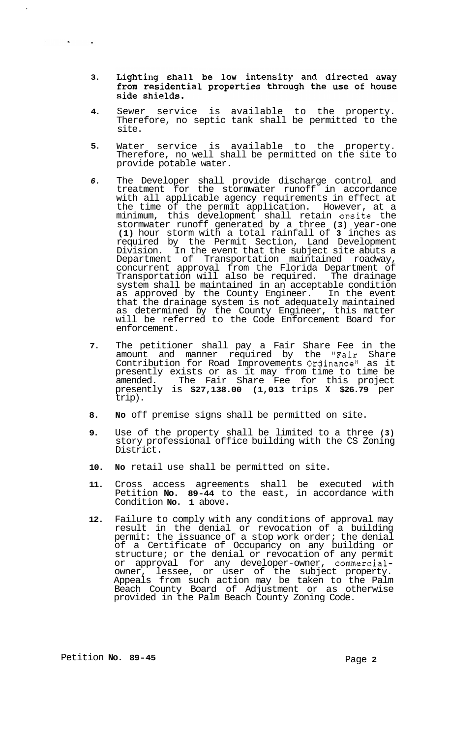3. **Lighting shall be low intensity and directed away from residential properties through the use of house side shields.**

4. Sewer service is available to the property. Therefore, no septic tank shall be permitted to the site.

5. Water service is available to the property. Therefore, no well shall be permitted on the site to provide potable water.

6. The Developer shall provide discharge control and treatment for the stormwater runoff in accordance with all applicable agency requirements in effect at the time of the permit application. However, at a minimum, this development shall retain onsite the stormwater runoff generated by a three **(3)** year-one **(1)** hour storm with a total rainfall of **3** inches as required by the Permit Section, Land Development Division. In the event that the subject site abuts a Department of Transportation maintained roadway, concurrent approval from the Florida Department of Transportation will also be required. The drainage system shall be maintained in an acceptable condition as approved by the County Engineer. In the event that the drainage system is not adequately maintained as determined by the County Engineer, this matter will be referred to the Code Enforcement Board for enforcement.

7. The petitioner shall pay a Fair Share Fee in the amount and manner required by the "Fair Share Contribution for Road Improvements Ordinance" as it presently exists or as it may from time to time be amended. The Fair Share Fee for this project presently is **$27,138.00 (1,013** trips **X $26.79** per trip).

8. **No** off premise signs shall be permitted on site.

9. Use of the property shall be limited to a three **(3)** story professional office building with the CS Zoning District.

10. **No** retail use shall be permitted on site.

11. Cross access agreements shall be executed with Petition **No. 89-44** to the east, in accordance with Condition **No. 1** above.

12. Failure to comply with any conditions of approval may result in the denial or revocation of a building permit: the issuance of a stop work order; the denial of a Certificate of Occupancy on any building or structure; or the denial or revocation of any permit or approval for any developer-owner, commercial-owner, lessee, or user of the subject property. Appeals from such action may be taken to the Palm Beach County Board of Adjustment or as otherwise provided in the Palm Beach County Zoning Code.

Petition **No. 89-45**